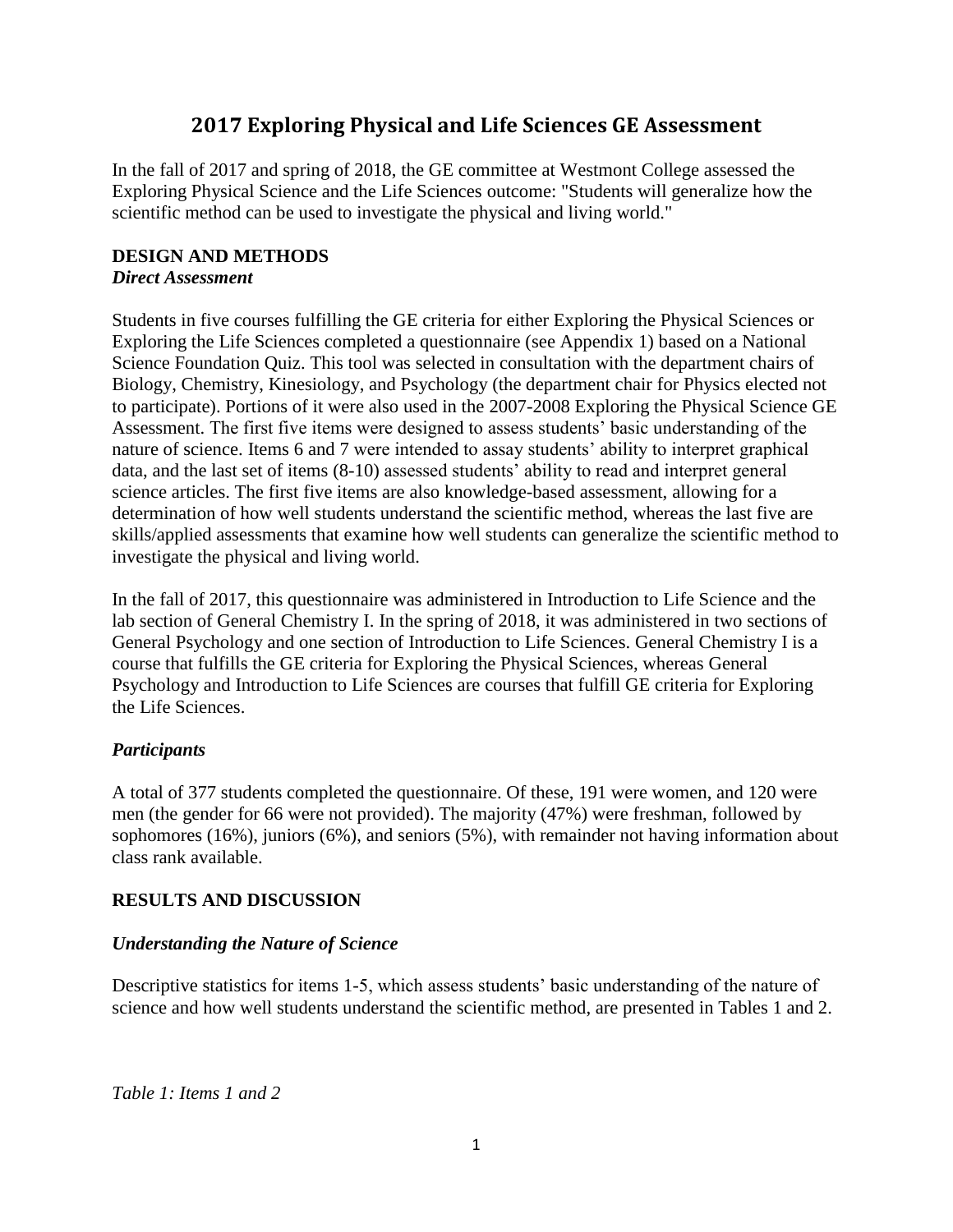# 2017 Exploring Physical and Life Sciences GE Assessment

In the fall of 2017 and spring of 2018, the GE committee at Westmont College assessed the Exploring Physical Science and the Life Sciences outcome: "Students will generalize how the scientific method can be used to investigate the physical and living world."

## DESIGN AND METHODS

### *Direct Assessment*

Students in five courses fulfilling the GE criteria for either Exploring the Physical Sciences or Exploring the Life Sciences completed a questionnaire (see Appendix 1) based on a National Science Foundation Quiz. This tool was selected in consultation with the department chairs of Biology, Chemistry, Kinesiology, and Psychology (the department chair for Physics elected not to participate). Portions of it were also used in the 2007-2008 Exploring the Physical Science GE Assessment. The first five items were designed to assess students' basic understanding of the nature of science. Items 6 and 7 were intended to assay students' ability to interpret graphical data, and the last set of items (8-10) assessed students' ability to read and interpret general science articles. The first five items are also knowledge-based assessment, allowing for a determination of how well students understand the scientific method, whereas the last five are skills/applied assessments that examine how well students can generalize the scientific method to investigate the physical and living world.

In the fall of 2017, this questionnaire was administered in Introduction to Life Science and the lab section of General Chemistry I. In the spring of 2018, it was administered in two sections of General Psychology and one section of Introduction to Life Sciences. General Chemistry I is a course that fulfills the GE criteria for Exploring the Physical Sciences, whereas General Psychology and Introduction to Life Sciences are courses that fulfill GE criteria for Exploring the Life Sciences.

### *Participants*

A total of 377 students completed the questionnaire. Of these, 191 were women, and 120 were men (the gender for 66 were not provided). The majority (47%) were freshman, followed by sophomores (16%), juniors (6%), and seniors (5%), with remainder not having information about class rank available.

## RESULTS AND DISCUSSION

### *Understanding the Nature of Science*

Descriptive statistics for items 1-5, which assess students' basic understanding of the nature of science and how well students understand the scientific method, are presented in Tables 1 and 2.

*Table 1: Items 1 and 2*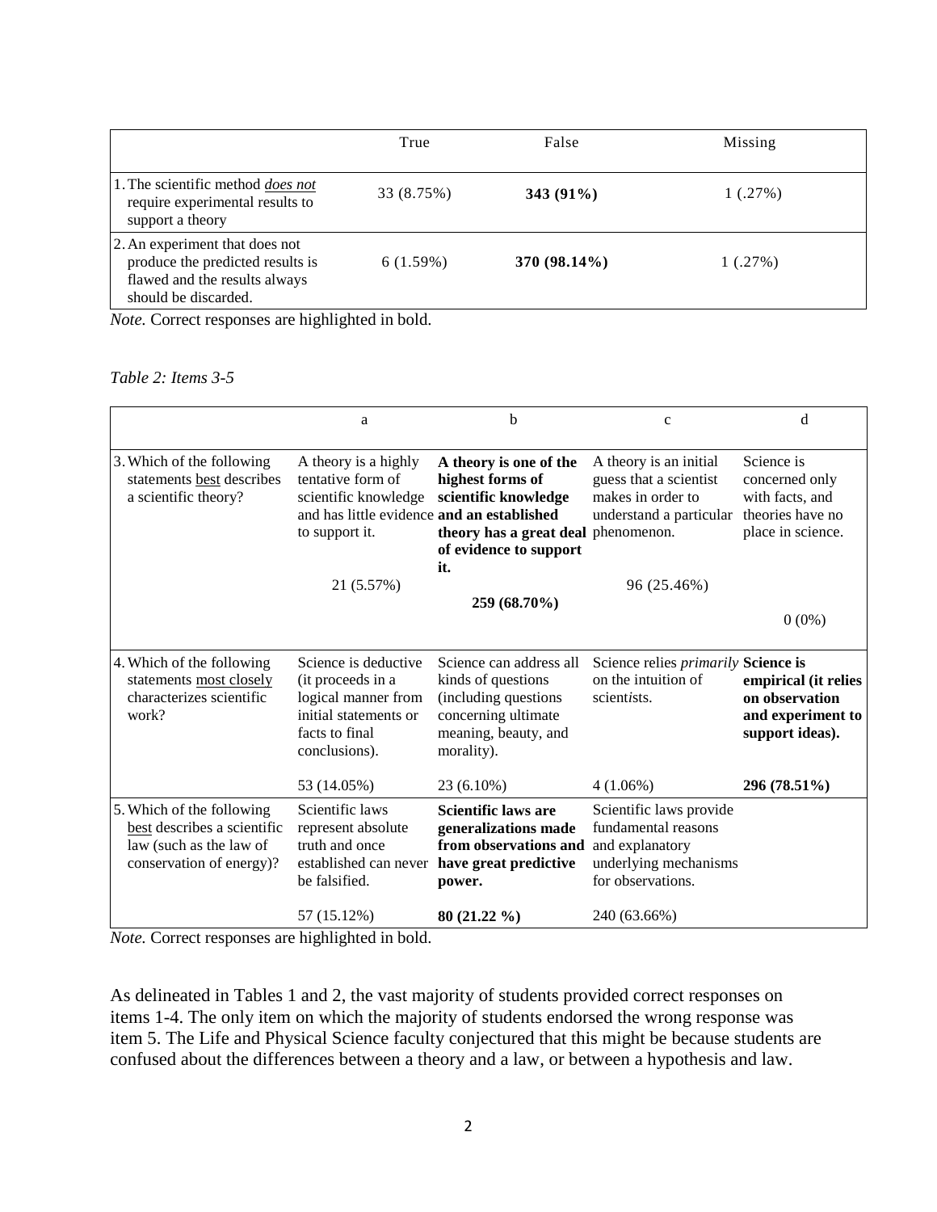| | True | False | Missing |
|---|---|---|---|
| 1. The scientific method ***does not*** require experimental results to support a theory | 33 (8.75%) | **343 (91%)** | 1 (.27%) |
| 2. An experiment that does not produce the predicted results is flawed and the results always should be discarded. | 6 (1.59%) | **370 (98.14%)** | 1 (.27%) |

*Note.* Correct responses are highlighted in bold.

*Table 2: Items 3-5*

| | a | b | c | d |
|---|---|---|---|---|
| 3. Which of the following statements best describes a scientific theory? | A theory is a highly tentative form of scientific knowledge and has little evidence to support it. 21 (5.57%) | **A theory is one of the highest forms of scientific knowledge and an established theory has a great deal of evidence to support it. 259 (68.70%)** | A theory is an initial guess that a scientist makes in order to understand a particular phenomenon. 96 (25.46%) | Science is concerned only with facts, and theories have no place in science. 0 (0%) |
| 4. Which of the following statements most closely characterizes scientific work? | Science is deductive (it proceeds in a logical manner from initial statements or facts to final conclusions). 53 (14.05%) | Science can address all kinds of questions (including questions concerning ultimate meaning, beauty, and morality). 23 (6.10%) | Science relies *primarily* on the intuition of scientists. 4 (1.06%) | **Science is empirical (it relies on observation and experiment to support ideas). 296 (78.51%)** |
| 5. Which of the following best describes a scientific law (such as the law of conservation of energy)? | Scientific laws represent absolute truth and once established can never be falsified. 57 (15.12%) | **Scientific laws are generalizations made from observations and have great predictive power. 80 (21.22 %)** | Scientific laws provide fundamental reasons and explanatory underlying mechanisms for observations. 240 (63.66%) | |

*Note.* Correct responses are highlighted in bold.

As delineated in Tables 1 and 2, the vast majority of students provided correct responses on items 1-4. The only item on which the majority of students endorsed the wrong response was item 5. The Life and Physical Science faculty conjectured that this might be because students are confused about the differences between a theory and a law, or between a hypothesis and law.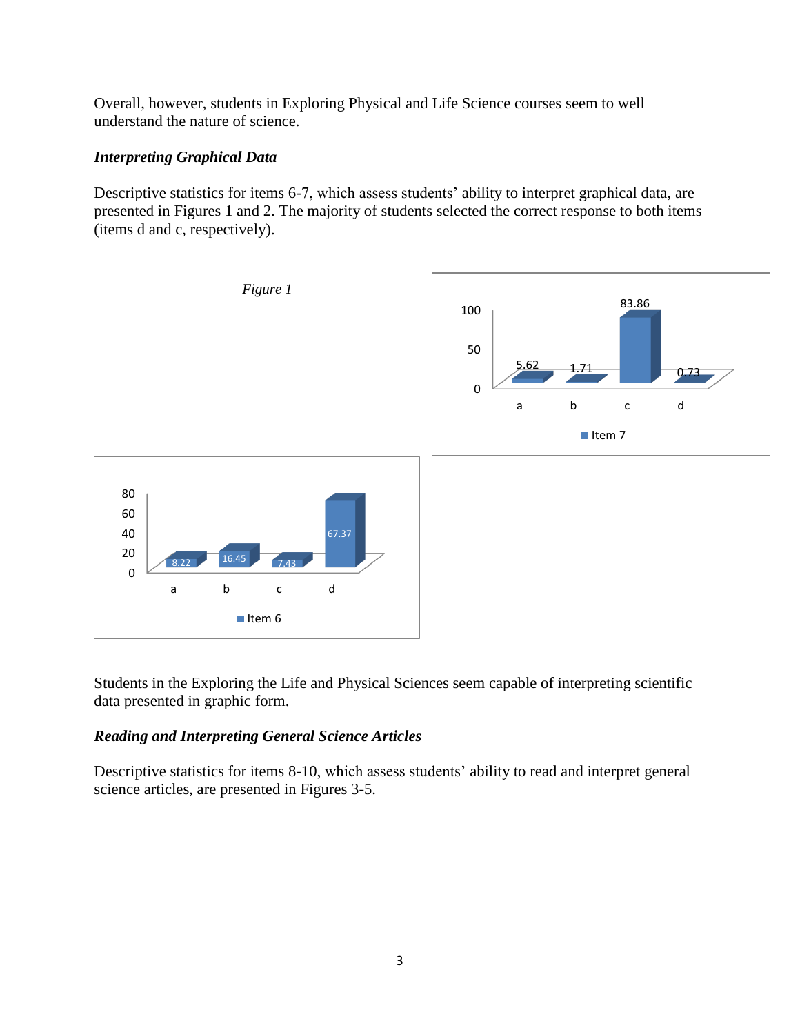Overall, however, students in Exploring Physical and Life Science courses seem to well understand the nature of science.

### *Interpreting Graphical Data*

Descriptive statistics for items 6-7, which assess students' ability to interpret graphical data, are presented in Figures 1 and 2. The majority of students selected the correct response to both items (items d and c, respectively).

*Figure 1*

| | a | b | c | d |
|---|---|---|---|---|
| Item 7 | 5.62 | 1.71 | 83.86 | 0.73 |

| | a | b | c | d |
|---|---|---|---|---|
| Item 6 | 8.22 | 16.45 | 7.43 | 67.37 |

Students in the Exploring the Life and Physical Sciences seem capable of interpreting scientific data presented in graphic form.

### *Reading and Interpreting General Science Articles*

Descriptive statistics for items 8-10, which assess students' ability to read and interpret general science articles, are presented in Figures 3-5.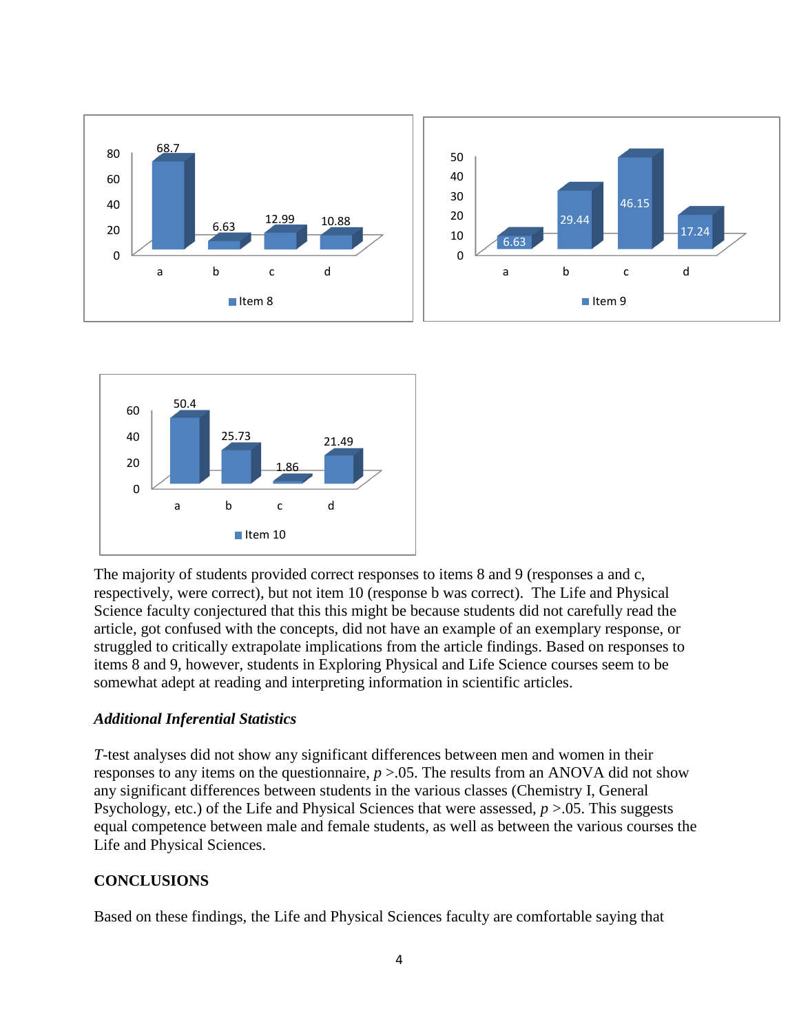The majority of students provided correct responses to items 8 and 9 (responses a and c, respectively, were correct), but not item 10 (response b was correct). The Life and Physical Science faculty conjectured that this this might be because students did not carefully read the article, got confused with the concepts, did not have an example of an exemplary response, or struggled to critically extrapolate implications from the article findings. Based on responses to items 8 and 9, however, students in Exploring Physical and Life Science courses seem to be somewhat adept at reading and interpreting information in scientific articles.

### *Additional Inferential Statistics*

*T*-test analyses did not show any significant differences between men and women in their responses to any items on the questionnaire, $p$ >.05. The results from an ANOVA did not show any significant differences between students in the various classes (Chemistry I, General Psychology, etc.) of the Life and Physical Sciences that were assessed, $p$ >.05. This suggests equal competence between male and female students, as well as between the various courses the Life and Physical Sciences.

## CONCLUSIONS

Based on these findings, the Life and Physical Sciences faculty are comfortable saying that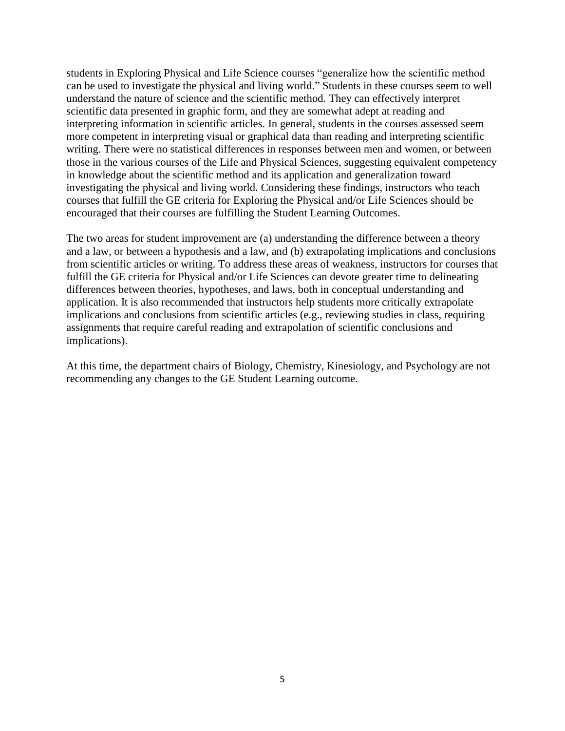students in Exploring Physical and Life Science courses "generalize how the scientific method can be used to investigate the physical and living world." Students in these courses seem to well understand the nature of science and the scientific method. They can effectively interpret scientific data presented in graphic form, and they are somewhat adept at reading and interpreting information in scientific articles. In general, students in the courses assessed seem more competent in interpreting visual or graphical data than reading and interpreting scientific writing. There were no statistical differences in responses between men and women, or between those in the various courses of the Life and Physical Sciences, suggesting equivalent competency in knowledge about the scientific method and its application and generalization toward investigating the physical and living world. Considering these findings, instructors who teach courses that fulfill the GE criteria for Exploring the Physical and/or Life Sciences should be encouraged that their courses are fulfilling the Student Learning Outcomes.

The two areas for student improvement are (a) understanding the difference between a theory and a law, or between a hypothesis and a law, and (b) extrapolating implications and conclusions from scientific articles or writing. To address these areas of weakness, instructors for courses that fulfill the GE criteria for Physical and/or Life Sciences can devote greater time to delineating differences between theories, hypotheses, and laws, both in conceptual understanding and application. It is also recommended that instructors help students more critically extrapolate implications and conclusions from scientific articles (e.g., reviewing studies in class, requiring assignments that require careful reading and extrapolation of scientific conclusions and implications).

At this time, the department chairs of Biology, Chemistry, Kinesiology, and Psychology are not recommending any changes to the GE Student Learning outcome.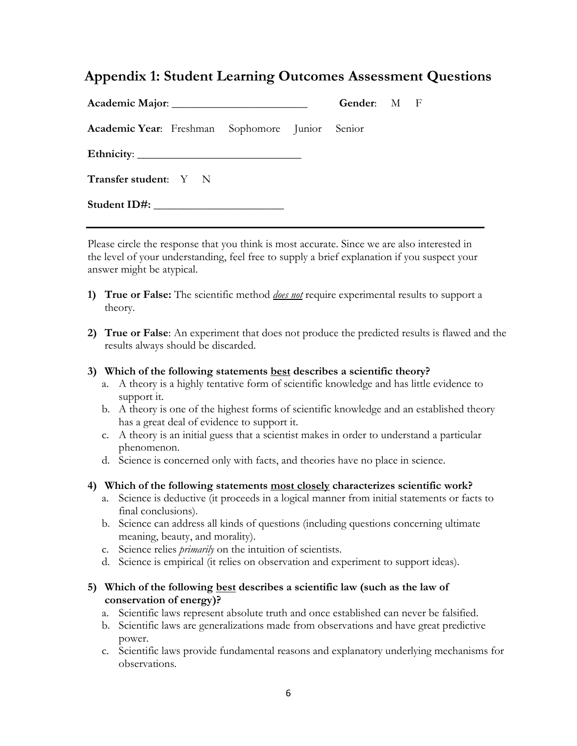## Appendix 1: Student Learning Outcomes Assessment Questions

**Academic Major**: ________________________ **Gender**: M F

**Academic Year**: Freshman Sophomore Junior Senior

**Ethnicity**: ____________________________

**Transfer student**: Y N

**Student ID#:** _______________________

---

Please circle the response that you think is most accurate. Since we are also interested in the level of your understanding, feel free to supply a brief explanation if you suspect your answer might be atypical.

1) **True or False:** The scientific method ***does not*** require experimental results to support a theory.

2) **True or False**: An experiment that does not produce the predicted results is flawed and the results always should be discarded.

3) **Which of the following statements <u>best</u> describes a scientific theory?**
   a. A theory is a highly tentative form of scientific knowledge and has little evidence to support it.
   b. A theory is one of the highest forms of scientific knowledge and an established theory has a great deal of evidence to support it.
   c. A theory is an initial guess that a scientist makes in order to understand a particular phenomenon.
   d. Science is concerned only with facts, and theories have no place in science.

4) **Which of the following statements <u>most closely</u> characterizes scientific work?**
   a. Science is deductive (it proceeds in a logical manner from initial statements or facts to final conclusions).
   b. Science can address all kinds of questions (including questions concerning ultimate meaning, beauty, and morality).
   c. Science relies *primarily* on the intuition of scientists.
   d. Science is empirical (it relies on observation and experiment to support ideas).

5) **Which of the following <u>best</u> describes a scientific law (such as the law of conservation of energy)?**
   a. Scientific laws represent absolute truth and once established can never be falsified.
   b. Scientific laws are generalizations made from observations and have great predictive power.
   c. Scientific laws provide fundamental reasons and explanatory underlying mechanisms for observations.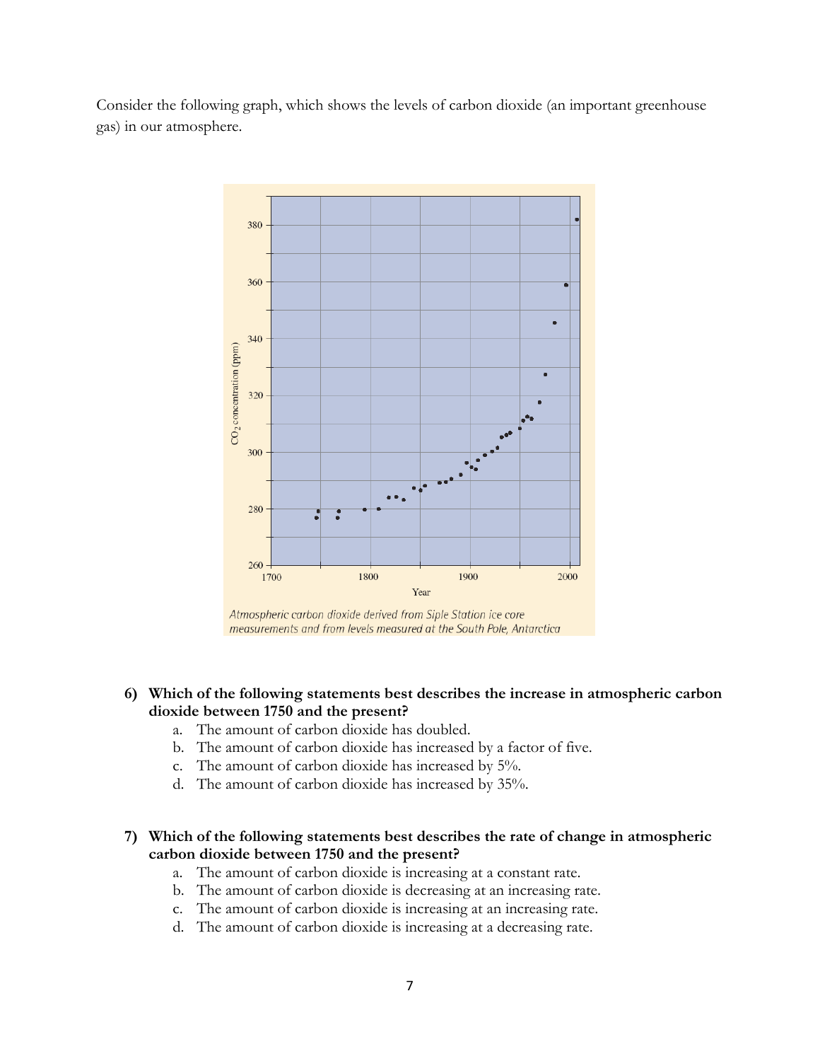Consider the following graph, which shows the levels of carbon dioxide (an important greenhouse gas) in our atmosphere.

*Atmospheric carbon dioxide derived from Siple Station ice core measurements and from levels measured at the South Pole, Antarctica*

**6) Which of the following statements best describes the increase in atmospheric carbon dioxide between 1750 and the present?**

a. The amount of carbon dioxide has doubled.
b. The amount of carbon dioxide has increased by a factor of five.
c. The amount of carbon dioxide has increased by 5%.
d. The amount of carbon dioxide has increased by 35%.

**7) Which of the following statements best describes the rate of change in atmospheric carbon dioxide between 1750 and the present?**

a. The amount of carbon dioxide is increasing at a constant rate.
b. The amount of carbon dioxide is decreasing at an increasing rate.
c. The amount of carbon dioxide is increasing at an increasing rate.
d. The amount of carbon dioxide is increasing at a decreasing rate.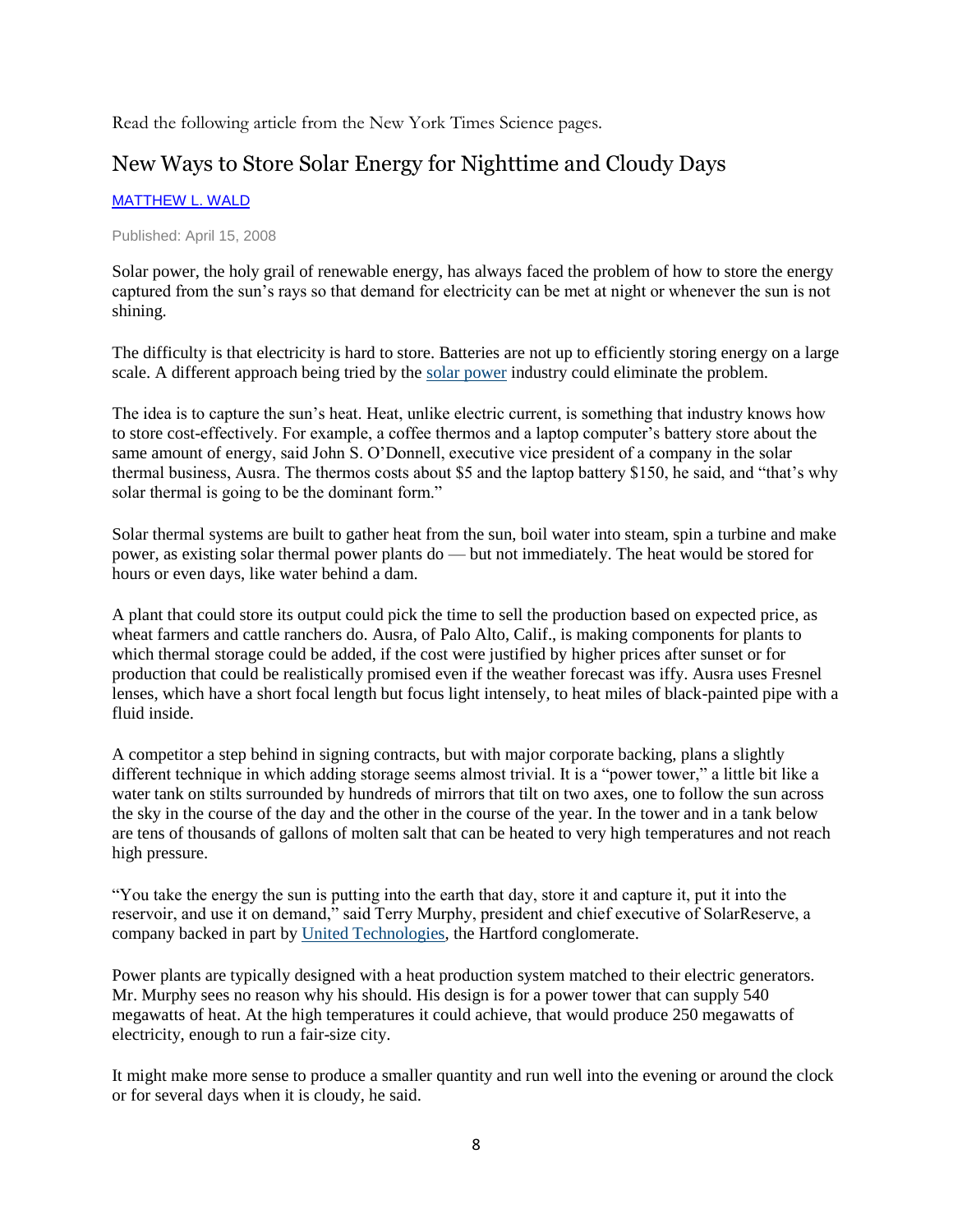Read the following article from the New York Times Science pages.

## New Ways to Store Solar Energy for Nighttime and Cloudy Days

MATTHEW L. WALD

Published: April 15, 2008

Solar power, the holy grail of renewable energy, has always faced the problem of how to store the energy captured from the sun's rays so that demand for electricity can be met at night or whenever the sun is not shining.

The difficulty is that electricity is hard to store. Batteries are not up to efficiently storing energy on a large scale. A different approach being tried by the solar power industry could eliminate the problem.

The idea is to capture the sun's heat. Heat, unlike electric current, is something that industry knows how to store cost-effectively. For example, a coffee thermos and a laptop computer's battery store about the same amount of energy, said John S. O'Donnell, executive vice president of a company in the solar thermal business, Ausra. The thermos costs about $5 and the laptop battery $150, he said, and "that's why solar thermal is going to be the dominant form."

Solar thermal systems are built to gather heat from the sun, boil water into steam, spin a turbine and make power, as existing solar thermal power plants do — but not immediately. The heat would be stored for hours or even days, like water behind a dam.

A plant that could store its output could pick the time to sell the production based on expected price, as wheat farmers and cattle ranchers do. Ausra, of Palo Alto, Calif., is making components for plants to which thermal storage could be added, if the cost were justified by higher prices after sunset or for production that could be realistically promised even if the weather forecast was iffy. Ausra uses Fresnel lenses, which have a short focal length but focus light intensely, to heat miles of black-painted pipe with a fluid inside.

A competitor a step behind in signing contracts, but with major corporate backing, plans a slightly different technique in which adding storage seems almost trivial. It is a "power tower," a little bit like a water tank on stilts surrounded by hundreds of mirrors that tilt on two axes, one to follow the sun across the sky in the course of the day and the other in the course of the year. In the tower and in a tank below are tens of thousands of gallons of molten salt that can be heated to very high temperatures and not reach high pressure.

"You take the energy the sun is putting into the earth that day, store it and capture it, put it into the reservoir, and use it on demand," said Terry Murphy, president and chief executive of SolarReserve, a company backed in part by United Technologies, the Hartford conglomerate.

Power plants are typically designed with a heat production system matched to their electric generators. Mr. Murphy sees no reason why his should. His design is for a power tower that can supply 540 megawatts of heat. At the high temperatures it could achieve, that would produce 250 megawatts of electricity, enough to run a fair-size city.

It might make more sense to produce a smaller quantity and run well into the evening or around the clock or for several days when it is cloudy, he said.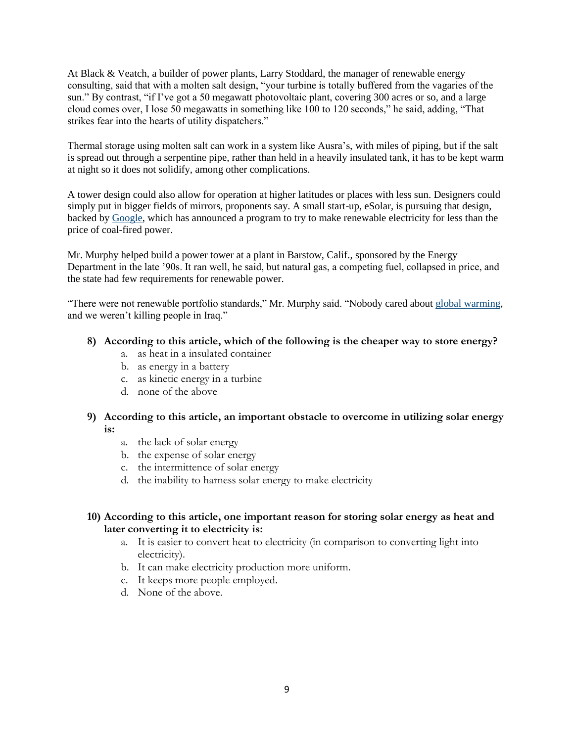At Black & Veatch, a builder of power plants, Larry Stoddard, the manager of renewable energy consulting, said that with a molten salt design, "your turbine is totally buffered from the vagaries of the sun." By contrast, "if I've got a 50 megawatt photovoltaic plant, covering 300 acres or so, and a large cloud comes over, I lose 50 megawatts in something like 100 to 120 seconds," he said, adding, "That strikes fear into the hearts of utility dispatchers."

Thermal storage using molten salt can work in a system like Ausra's, with miles of piping, but if the salt is spread out through a serpentine pipe, rather than held in a heavily insulated tank, it has to be kept warm at night so it does not solidify, among other complications.

A tower design could also allow for operation at higher latitudes or places with less sun. Designers could simply put in bigger fields of mirrors, proponents say. A small start-up, eSolar, is pursuing that design, backed by Google, which has announced a program to try to make renewable electricity for less than the price of coal-fired power.

Mr. Murphy helped build a power tower at a plant in Barstow, Calif., sponsored by the Energy Department in the late '90s. It ran well, he said, but natural gas, a competing fuel, collapsed in price, and the state had few requirements for renewable power.

"There were not renewable portfolio standards," Mr. Murphy said. "Nobody cared about global warming, and we weren't killing people in Iraq."

**8) According to this article, which of the following is the cheaper way to store energy?**

a. as heat in a insulated container
b. as energy in a battery
c. as kinetic energy in a turbine
d. none of the above

**9) According to this article, an important obstacle to overcome in utilizing solar energy is:**

a. the lack of solar energy
b. the expense of solar energy
c. the intermittence of solar energy
d. the inability to harness solar energy to make electricity

**10) According to this article, one important reason for storing solar energy as heat and later converting it to electricity is:**

a. It is easier to convert heat to electricity (in comparison to converting light into electricity).
b. It can make electricity production more uniform.
c. It keeps more people employed.
d. None of the above.